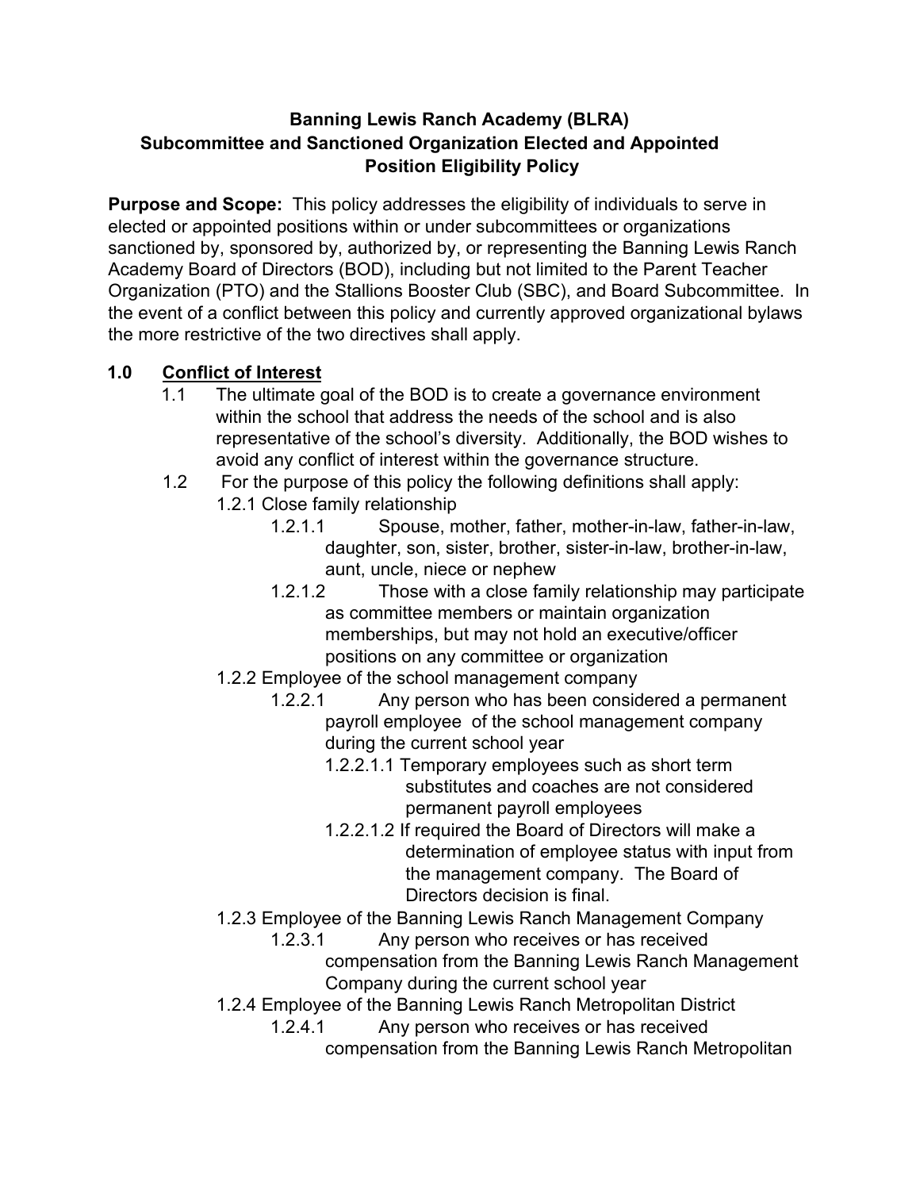**Banning Lewis Ranch Academy (BLRA)**
**Subcommittee and Sanctioned Organization Elected and Appointed Position Eligibility Policy**

**Purpose and Scope:** This policy addresses the eligibility of individuals to serve in elected or appointed positions within or under subcommittees or organizations sanctioned by, sponsored by, authorized by, or representing the Banning Lewis Ranch Academy Board of Directors (BOD), including but not limited to the Parent Teacher Organization (PTO) and the Stallions Booster Club (SBC), and Board Subcommittee. In the event of a conflict between this policy and currently approved organizational bylaws the more restrictive of the two directives shall apply.

## 1.0 Conflict of Interest

1.1 The ultimate goal of the BOD is to create a governance environment within the school that address the needs of the school and is also representative of the school's diversity. Additionally, the BOD wishes to avoid any conflict of interest within the governance structure.

1.2 For the purpose of this policy the following definitions shall apply:

1.2.1 Close family relationship

1.2.1.1 Spouse, mother, father, mother-in-law, father-in-law, daughter, son, sister, brother, sister-in-law, brother-in-law, aunt, uncle, niece or nephew

1.2.1.2 Those with a close family relationship may participate as committee members or maintain organization memberships, but may not hold an executive/officer positions on any committee or organization

1.2.2 Employee of the school management company

1.2.2.1 Any person who has been considered a permanent payroll employee of the school management company during the current school year

1.2.2.1.1 Temporary employees such as short term substitutes and coaches are not considered permanent payroll employees

1.2.2.1.2 If required the Board of Directors will make a determination of employee status with input from the management company. The Board of Directors decision is final.

1.2.3 Employee of the Banning Lewis Ranch Management Company

1.2.3.1 Any person who receives or has received compensation from the Banning Lewis Ranch Management Company during the current school year

1.2.4 Employee of the Banning Lewis Ranch Metropolitan District

1.2.4.1 Any person who receives or has received compensation from the Banning Lewis Ranch Metropolitan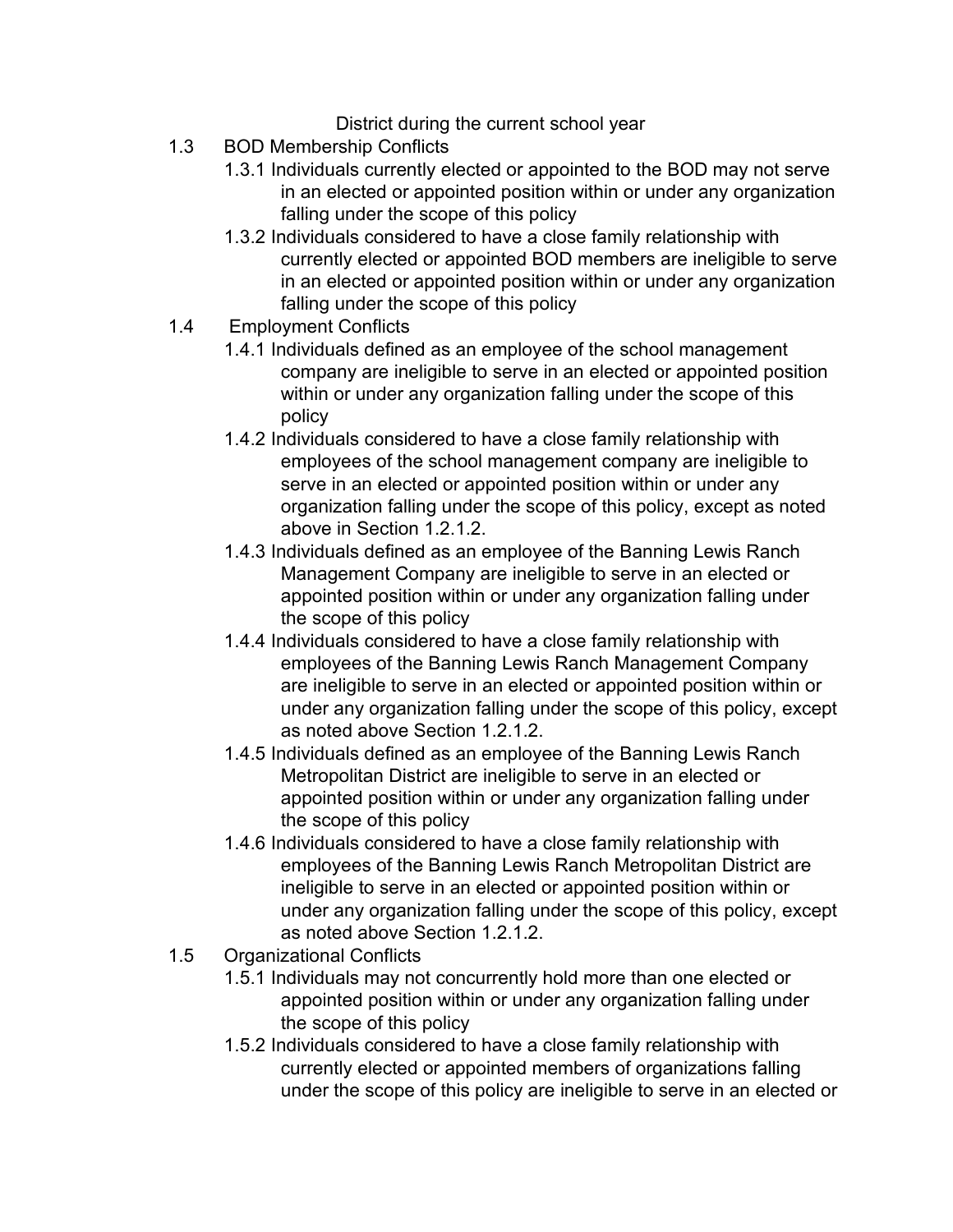District during the current school year

- 1.3 BOD Membership Conflicts
  - 1.3.1 Individuals currently elected or appointed to the BOD may not serve in an elected or appointed position within or under any organization falling under the scope of this policy
  - 1.3.2 Individuals considered to have a close family relationship with currently elected or appointed BOD members are ineligible to serve in an elected or appointed position within or under any organization falling under the scope of this policy
- 1.4 Employment Conflicts
  - 1.4.1 Individuals defined as an employee of the school management company are ineligible to serve in an elected or appointed position within or under any organization falling under the scope of this policy
  - 1.4.2 Individuals considered to have a close family relationship with employees of the school management company are ineligible to serve in an elected or appointed position within or under any organization falling under the scope of this policy, except as noted above in Section 1.2.1.2.
  - 1.4.3 Individuals defined as an employee of the Banning Lewis Ranch Management Company are ineligible to serve in an elected or appointed position within or under any organization falling under the scope of this policy
  - 1.4.4 Individuals considered to have a close family relationship with employees of the Banning Lewis Ranch Management Company are ineligible to serve in an elected or appointed position within or under any organization falling under the scope of this policy, except as noted above Section 1.2.1.2.
  - 1.4.5 Individuals defined as an employee of the Banning Lewis Ranch Metropolitan District are ineligible to serve in an elected or appointed position within or under any organization falling under the scope of this policy
  - 1.4.6 Individuals considered to have a close family relationship with employees of the Banning Lewis Ranch Metropolitan District are ineligible to serve in an elected or appointed position within or under any organization falling under the scope of this policy, except as noted above Section 1.2.1.2.
- 1.5 Organizational Conflicts
  - 1.5.1 Individuals may not concurrently hold more than one elected or appointed position within or under any organization falling under the scope of this policy
  - 1.5.2 Individuals considered to have a close family relationship with currently elected or appointed members of organizations falling under the scope of this policy are ineligible to serve in an elected or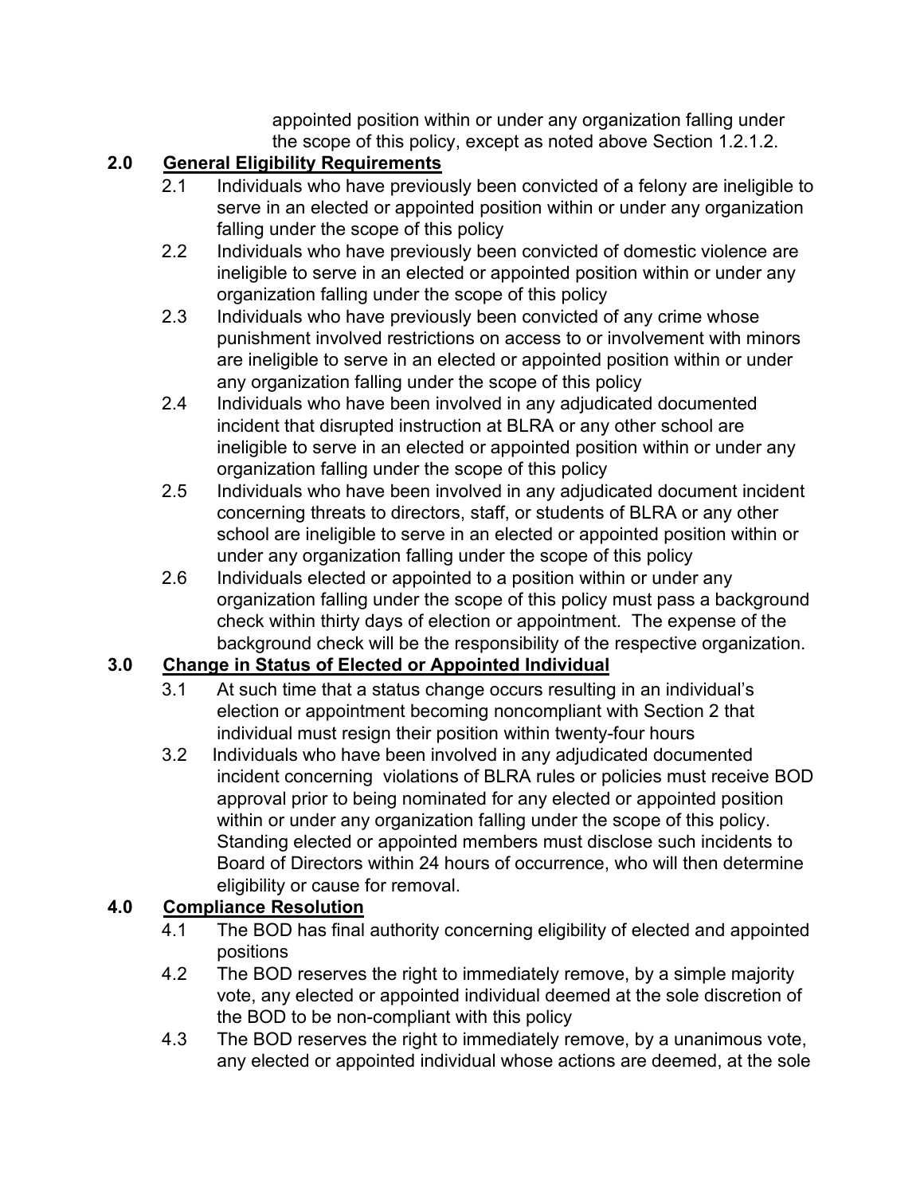appointed position within or under any organization falling under the scope of this policy, except as noted above Section 1.2.1.2.

**2.0 General Eligibility Requirements**

2.1 Individuals who have previously been convicted of a felony are ineligible to serve in an elected or appointed position within or under any organization falling under the scope of this policy

2.2 Individuals who have previously been convicted of domestic violence are ineligible to serve in an elected or appointed position within or under any organization falling under the scope of this policy

2.3 Individuals who have previously been convicted of any crime whose punishment involved restrictions on access to or involvement with minors are ineligible to serve in an elected or appointed position within or under any organization falling under the scope of this policy

2.4 Individuals who have been involved in any adjudicated documented incident that disrupted instruction at BLRA or any other school are ineligible to serve in an elected or appointed position within or under any organization falling under the scope of this policy

2.5 Individuals who have been involved in any adjudicated document incident concerning threats to directors, staff, or students of BLRA or any other school are ineligible to serve in an elected or appointed position within or under any organization falling under the scope of this policy

2.6 Individuals elected or appointed to a position within or under any organization falling under the scope of this policy must pass a background check within thirty days of election or appointment. The expense of the background check will be the responsibility of the respective organization.

**3.0 Change in Status of Elected or Appointed Individual**

3.1 At such time that a status change occurs resulting in an individual's election or appointment becoming noncompliant with Section 2 that individual must resign their position within twenty-four hours

3.2 Individuals who have been involved in any adjudicated documented incident concerning violations of BLRA rules or policies must receive BOD approval prior to being nominated for any elected or appointed position within or under any organization falling under the scope of this policy. Standing elected or appointed members must disclose such incidents to Board of Directors within 24 hours of occurrence, who will then determine eligibility or cause for removal.

**4.0 Compliance Resolution**

4.1 The BOD has final authority concerning eligibility of elected and appointed positions

4.2 The BOD reserves the right to immediately remove, by a simple majority vote, any elected or appointed individual deemed at the sole discretion of the BOD to be non-compliant with this policy

4.3 The BOD reserves the right to immediately remove, by a unanimous vote, any elected or appointed individual whose actions are deemed, at the sole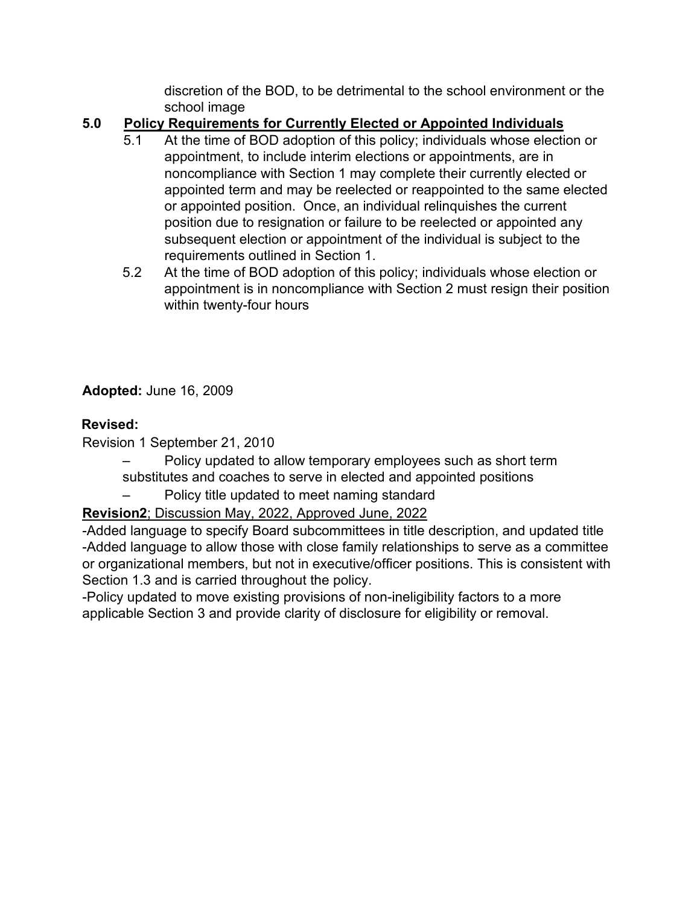discretion of the BOD, to be detrimental to the school environment or the school image

## 5.0 Policy Requirements for Currently Elected or Appointed Individuals

5.1 At the time of BOD adoption of this policy; individuals whose election or appointment, to include interim elections or appointments, are in noncompliance with Section 1 may complete their currently elected or appointed term and may be reelected or reappointed to the same elected or appointed position. Once, an individual relinquishes the current position due to resignation or failure to be reelected or appointed any subsequent election or appointment of the individual is subject to the requirements outlined in Section 1.

5.2 At the time of BOD adoption of this policy; individuals whose election or appointment is in noncompliance with Section 2 must resign their position within twenty-four hours

**Adopted:** June 16, 2009

**Revised:**

Revision 1 September 21, 2010

– Policy updated to allow temporary employees such as short term substitutes and coaches to serve in elected and appointed positions

– Policy title updated to meet naming standard

**Revision2**; Discussion May, 2022, Approved June, 2022

-Added language to specify Board subcommittees in title description, and updated title

-Added language to allow those with close family relationships to serve as a committee or organizational members, but not in executive/officer positions. This is consistent with Section 1.3 and is carried throughout the policy.

-Policy updated to move existing provisions of non-ineligibility factors to a more applicable Section 3 and provide clarity of disclosure for eligibility or removal.